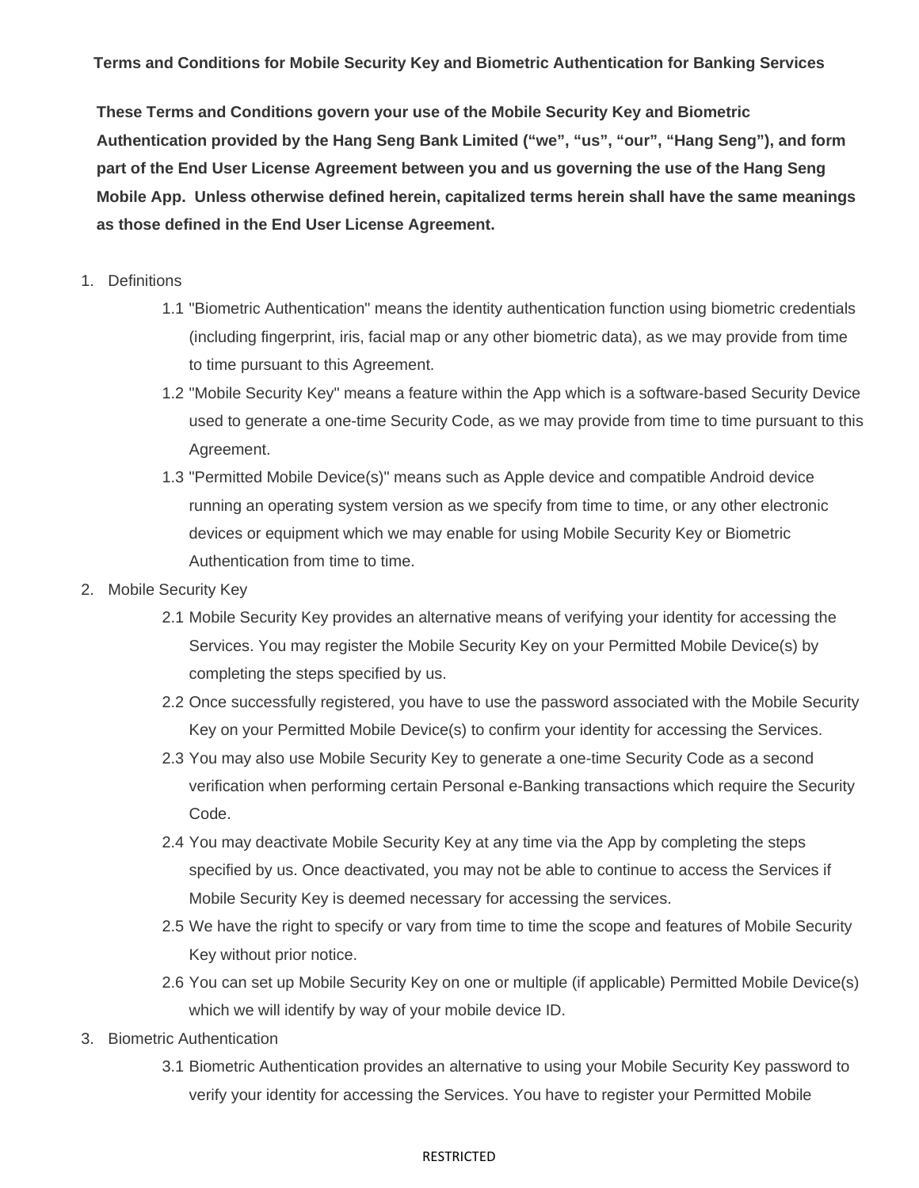**Terms and Conditions for Mobile Security Key and Biometric Authentication for Banking Services**

**These Terms and Conditions govern your use of the Mobile Security Key and Biometric Authentication provided by the Hang Seng Bank Limited ("we", "us", "our", "Hang Seng"), and form part of the End User License Agreement between you and us governing the use of the Hang Seng Mobile App. Unless otherwise defined herein, capitalized terms herein shall have the same meanings as those defined in the End User License Agreement.**

1. Definitions
   - 1.1 "Biometric Authentication" means the identity authentication function using biometric credentials (including fingerprint, iris, facial map or any other biometric data), as we may provide from time to time pursuant to this Agreement.
   - 1.2 "Mobile Security Key" means a feature within the App which is a software-based Security Device used to generate a one-time Security Code, as we may provide from time to time pursuant to this Agreement.
   - 1.3 "Permitted Mobile Device(s)" means such as Apple device and compatible Android device running an operating system version as we specify from time to time, or any other electronic devices or equipment which we may enable for using Mobile Security Key or Biometric Authentication from time to time.
2. Mobile Security Key
   - 2.1 Mobile Security Key provides an alternative means of verifying your identity for accessing the Services. You may register the Mobile Security Key on your Permitted Mobile Device(s) by completing the steps specified by us.
   - 2.2 Once successfully registered, you have to use the password associated with the Mobile Security Key on your Permitted Mobile Device(s) to confirm your identity for accessing the Services.
   - 2.3 You may also use Mobile Security Key to generate a one-time Security Code as a second verification when performing certain Personal e-Banking transactions which require the Security Code.
   - 2.4 You may deactivate Mobile Security Key at any time via the App by completing the steps specified by us. Once deactivated, you may not be able to continue to access the Services if Mobile Security Key is deemed necessary for accessing the services.
   - 2.5 We have the right to specify or vary from time to time the scope and features of Mobile Security Key without prior notice.
   - 2.6 You can set up Mobile Security Key on one or multiple (if applicable) Permitted Mobile Device(s) which we will identify by way of your mobile device ID.
3. Biometric Authentication
   - 3.1 Biometric Authentication provides an alternative to using your Mobile Security Key password to verify your identity for accessing the Services. You have to register your Permitted Mobile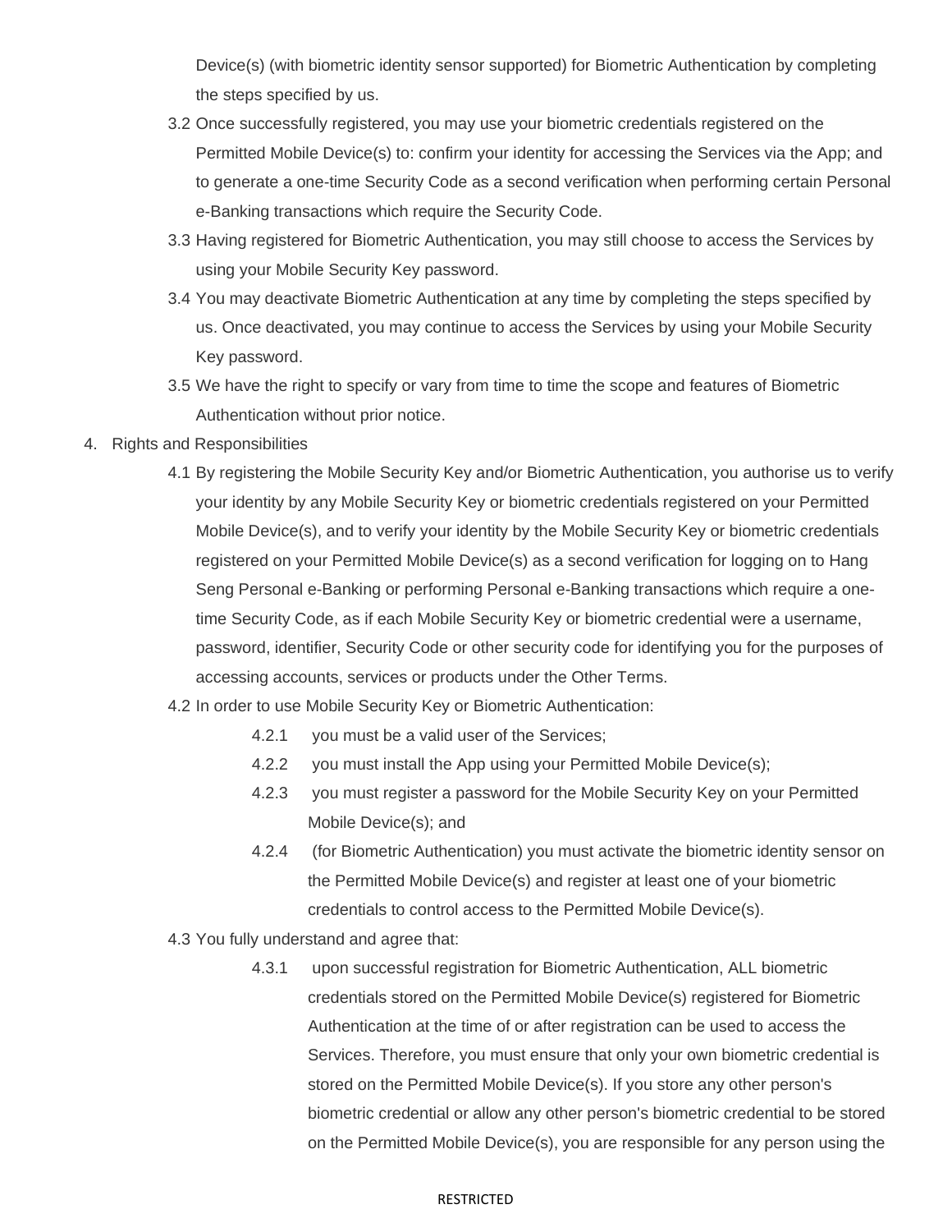Device(s) (with biometric identity sensor supported) for Biometric Authentication by completing the steps specified by us.

3.2 Once successfully registered, you may use your biometric credentials registered on the Permitted Mobile Device(s) to: confirm your identity for accessing the Services via the App; and to generate a one-time Security Code as a second verification when performing certain Personal e-Banking transactions which require the Security Code.

3.3 Having registered for Biometric Authentication, you may still choose to access the Services by using your Mobile Security Key password.

3.4 You may deactivate Biometric Authentication at any time by completing the steps specified by us. Once deactivated, you may continue to access the Services by using your Mobile Security Key password.

3.5 We have the right to specify or vary from time to time the scope and features of Biometric Authentication without prior notice.

4. Rights and Responsibilities

4.1 By registering the Mobile Security Key and/or Biometric Authentication, you authorise us to verify your identity by any Mobile Security Key or biometric credentials registered on your Permitted Mobile Device(s), and to verify your identity by the Mobile Security Key or biometric credentials registered on your Permitted Mobile Device(s) as a second verification for logging on to Hang Seng Personal e-Banking or performing Personal e-Banking transactions which require a one-time Security Code, as if each Mobile Security Key or biometric credential were a username, password, identifier, Security Code or other security code for identifying you for the purposes of accessing accounts, services or products under the Other Terms.

4.2 In order to use Mobile Security Key or Biometric Authentication:

4.2.1 you must be a valid user of the Services;

4.2.2 you must install the App using your Permitted Mobile Device(s);

4.2.3 you must register a password for the Mobile Security Key on your Permitted Mobile Device(s); and

4.2.4 (for Biometric Authentication) you must activate the biometric identity sensor on the Permitted Mobile Device(s) and register at least one of your biometric credentials to control access to the Permitted Mobile Device(s).

4.3 You fully understand and agree that:

4.3.1 upon successful registration for Biometric Authentication, ALL biometric credentials stored on the Permitted Mobile Device(s) registered for Biometric Authentication at the time of or after registration can be used to access the Services. Therefore, you must ensure that only your own biometric credential is stored on the Permitted Mobile Device(s). If you store any other person's biometric credential or allow any other person's biometric credential to be stored on the Permitted Mobile Device(s), you are responsible for any person using the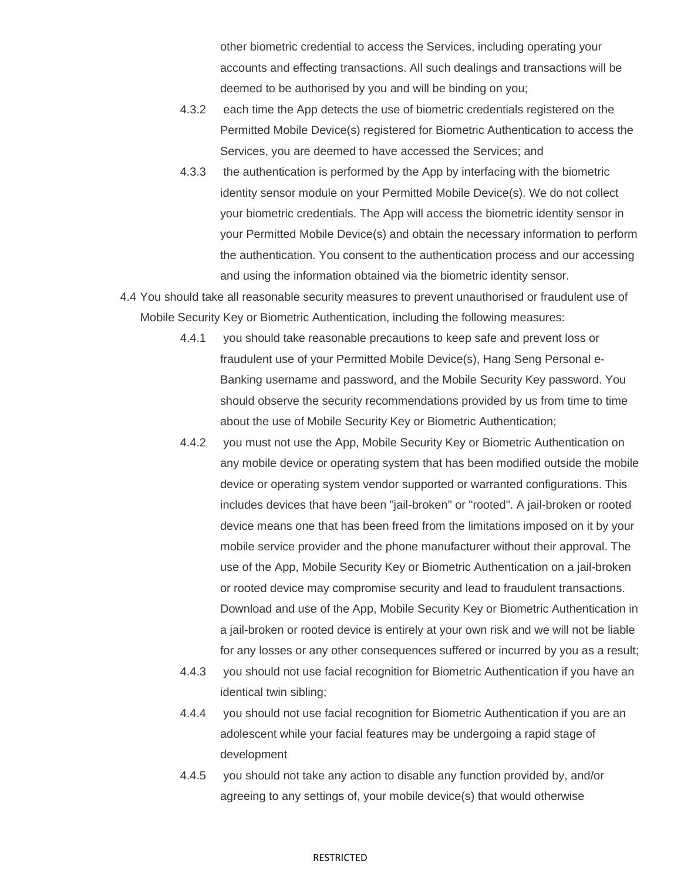other biometric credential to access the Services, including operating your accounts and effecting transactions. All such dealings and transactions will be deemed to be authorised by you and will be binding on you;

- 4.3.2 each time the App detects the use of biometric credentials registered on the Permitted Mobile Device(s) registered for Biometric Authentication to access the Services, you are deemed to have accessed the Services; and
- 4.3.3 the authentication is performed by the App by interfacing with the biometric identity sensor module on your Permitted Mobile Device(s). We do not collect your biometric credentials. The App will access the biometric identity sensor in your Permitted Mobile Device(s) and obtain the necessary information to perform the authentication. You consent to the authentication process and our accessing and using the information obtained via the biometric identity sensor.

4.4 You should take all reasonable security measures to prevent unauthorised or fraudulent use of Mobile Security Key or Biometric Authentication, including the following measures:

- 4.4.1 you should take reasonable precautions to keep safe and prevent loss or fraudulent use of your Permitted Mobile Device(s), Hang Seng Personal e-Banking username and password, and the Mobile Security Key password. You should observe the security recommendations provided by us from time to time about the use of Mobile Security Key or Biometric Authentication;
- 4.4.2 you must not use the App, Mobile Security Key or Biometric Authentication on any mobile device or operating system that has been modified outside the mobile device or operating system vendor supported or warranted configurations. This includes devices that have been "jail-broken" or "rooted". A jail-broken or rooted device means one that has been freed from the limitations imposed on it by your mobile service provider and the phone manufacturer without their approval. The use of the App, Mobile Security Key or Biometric Authentication on a jail-broken or rooted device may compromise security and lead to fraudulent transactions. Download and use of the App, Mobile Security Key or Biometric Authentication in a jail-broken or rooted device is entirely at your own risk and we will not be liable for any losses or any other consequences suffered or incurred by you as a result;
- 4.4.3 you should not use facial recognition for Biometric Authentication if you have an identical twin sibling;
- 4.4.4 you should not use facial recognition for Biometric Authentication if you are an adolescent while your facial features may be undergoing a rapid stage of development
- 4.4.5 you should not take any action to disable any function provided by, and/or agreeing to any settings of, your mobile device(s) that would otherwise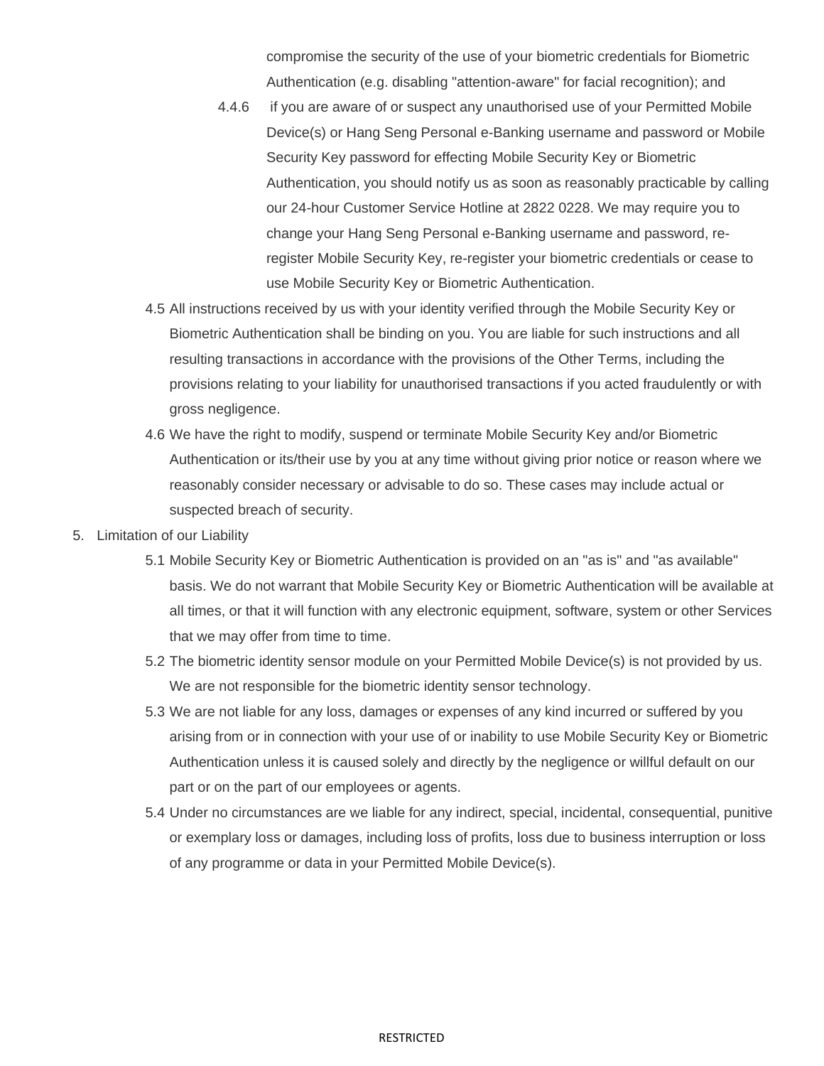compromise the security of the use of your biometric credentials for Biometric Authentication (e.g. disabling "attention-aware" for facial recognition); and

4.4.6 if you are aware of or suspect any unauthorised use of your Permitted Mobile Device(s) or Hang Seng Personal e-Banking username and password or Mobile Security Key password for effecting Mobile Security Key or Biometric Authentication, you should notify us as soon as reasonably practicable by calling our 24-hour Customer Service Hotline at 2822 0228. We may require you to change your Hang Seng Personal e-Banking username and password, re-register Mobile Security Key, re-register your biometric credentials or cease to use Mobile Security Key or Biometric Authentication.

4.5 All instructions received by us with your identity verified through the Mobile Security Key or Biometric Authentication shall be binding on you. You are liable for such instructions and all resulting transactions in accordance with the provisions of the Other Terms, including the provisions relating to your liability for unauthorised transactions if you acted fraudulently or with gross negligence.

4.6 We have the right to modify, suspend or terminate Mobile Security Key and/or Biometric Authentication or its/their use by you at any time without giving prior notice or reason where we reasonably consider necessary or advisable to do so. These cases may include actual or suspected breach of security.

5. Limitation of our Liability

5.1 Mobile Security Key or Biometric Authentication is provided on an "as is" and "as available" basis. We do not warrant that Mobile Security Key or Biometric Authentication will be available at all times, or that it will function with any electronic equipment, software, system or other Services that we may offer from time to time.

5.2 The biometric identity sensor module on your Permitted Mobile Device(s) is not provided by us. We are not responsible for the biometric identity sensor technology.

5.3 We are not liable for any loss, damages or expenses of any kind incurred or suffered by you arising from or in connection with your use of or inability to use Mobile Security Key or Biometric Authentication unless it is caused solely and directly by the negligence or willful default on our part or on the part of our employees or agents.

5.4 Under no circumstances are we liable for any indirect, special, incidental, consequential, punitive or exemplary loss or damages, including loss of profits, loss due to business interruption or loss of any programme or data in your Permitted Mobile Device(s).